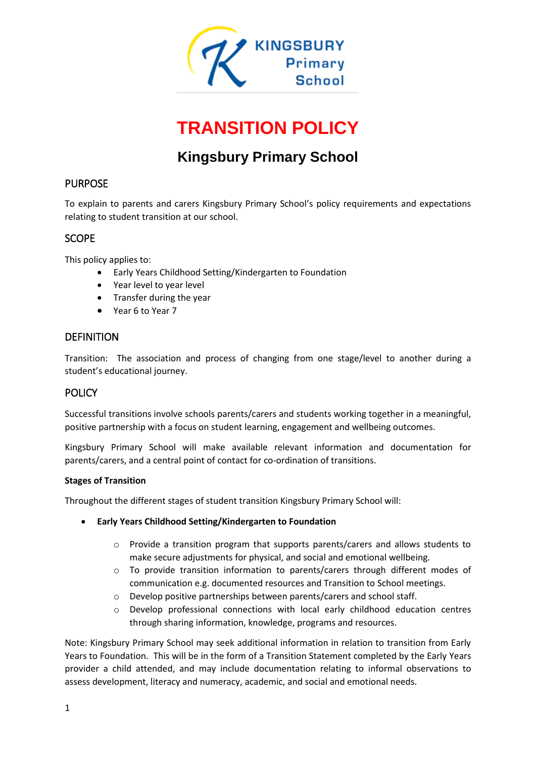KINGSBURY Primary School

# TRANSITION POLICY

## Kingsbury Primary School

### PURPOSE

To explain to parents and carers Kingsbury Primary School's policy requirements and expectations relating to student transition at our school.

### SCOPE

This policy applies to:

- Early Years Childhood Setting/Kindergarten to Foundation
- Year level to year level
- Transfer during the year
- Year 6 to Year 7

### DEFINITION

Transition: The association and process of changing from one stage/level to another during a student's educational journey.

### POLICY

Successful transitions involve schools parents/carers and students working together in a meaningful, positive partnership with a focus on student learning, engagement and wellbeing outcomes.

Kingsbury Primary School will make available relevant information and documentation for parents/carers, and a central point of contact for co-ordination of transitions.

**Stages of Transition**

Throughout the different stages of student transition Kingsbury Primary School will:

- **Early Years Childhood Setting/Kindergarten to Foundation**
  - Provide a transition program that supports parents/carers and allows students to make secure adjustments for physical, and social and emotional wellbeing.
  - To provide transition information to parents/carers through different modes of communication e.g. documented resources and Transition to School meetings.
  - Develop positive partnerships between parents/carers and school staff.
  - Develop professional connections with local early childhood education centres through sharing information, knowledge, programs and resources.

Note: Kingsbury Primary School may seek additional information in relation to transition from Early Years to Foundation. This will be in the form of a Transition Statement completed by the Early Years provider a child attended, and may include documentation relating to informal observations to assess development, literacy and numeracy, academic, and social and emotional needs.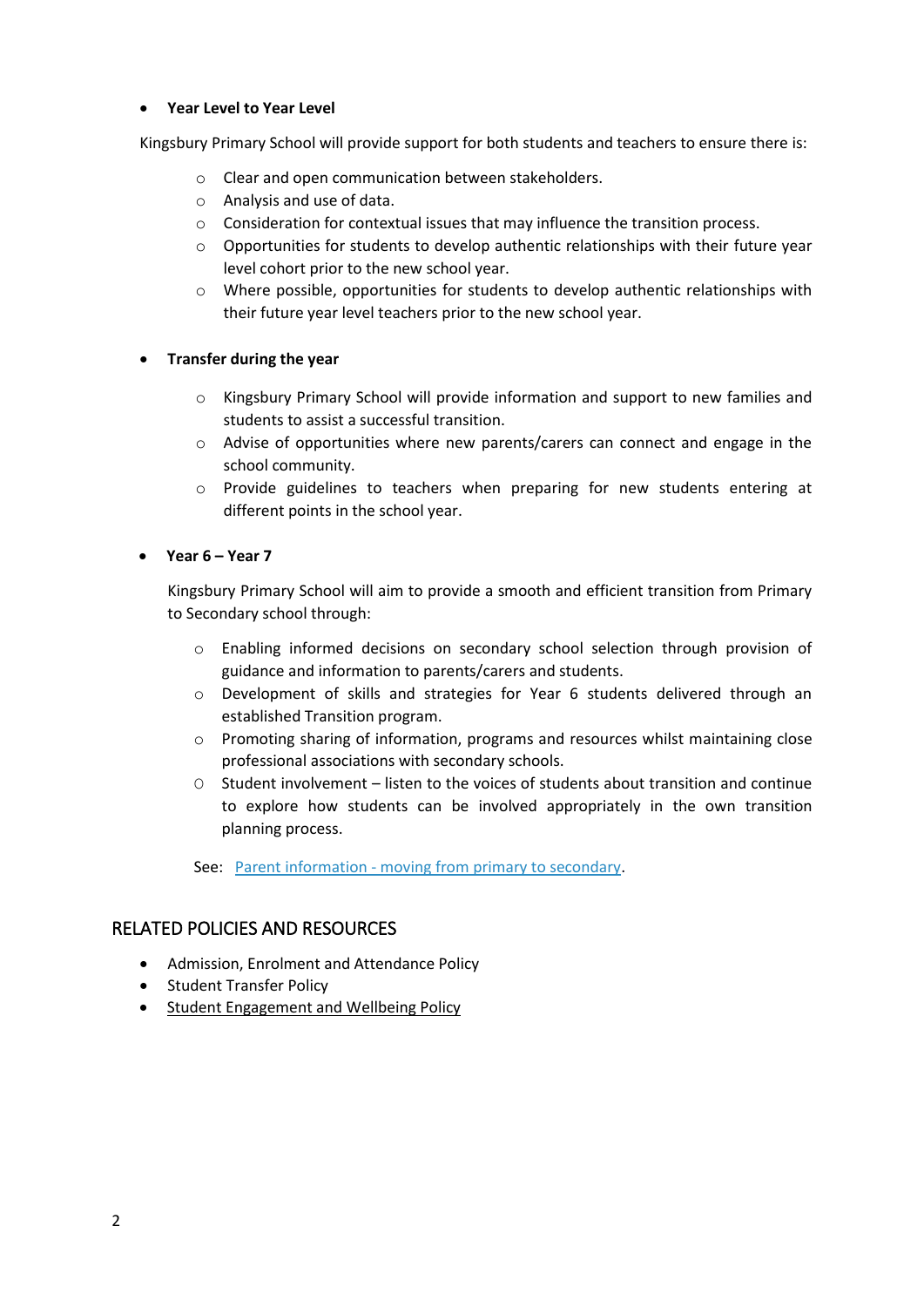- **Year Level to Year Level**

Kingsbury Primary School will provide support for both students and teachers to ensure there is:

  - Clear and open communication between stakeholders.
  - Analysis and use of data.
  - Consideration for contextual issues that may influence the transition process.
  - Opportunities for students to develop authentic relationships with their future year level cohort prior to the new school year.
  - Where possible, opportunities for students to develop authentic relationships with their future year level teachers prior to the new school year.

- **Transfer during the year**

  - Kingsbury Primary School will provide information and support to new families and students to assist a successful transition.
  - Advise of opportunities where new parents/carers can connect and engage in the school community.
  - Provide guidelines to teachers when preparing for new students entering at different points in the school year.

- **Year 6 – Year 7**

  Kingsbury Primary School will aim to provide a smooth and efficient transition from Primary to Secondary school through:

  - Enabling informed decisions on secondary school selection through provision of guidance and information to parents/carers and students.
  - Development of skills and strategies for Year 6 students delivered through an established Transition program.
  - Promoting sharing of information, programs and resources whilst maintaining close professional associations with secondary schools.
  - Student involvement – listen to the voices of students about transition and continue to explore how students can be involved appropriately in the own transition planning process.

  See: Parent information - moving from primary to secondary.

## RELATED POLICIES AND RESOURCES

- Admission, Enrolment and Attendance Policy
- Student Transfer Policy
- Student Engagement and Wellbeing Policy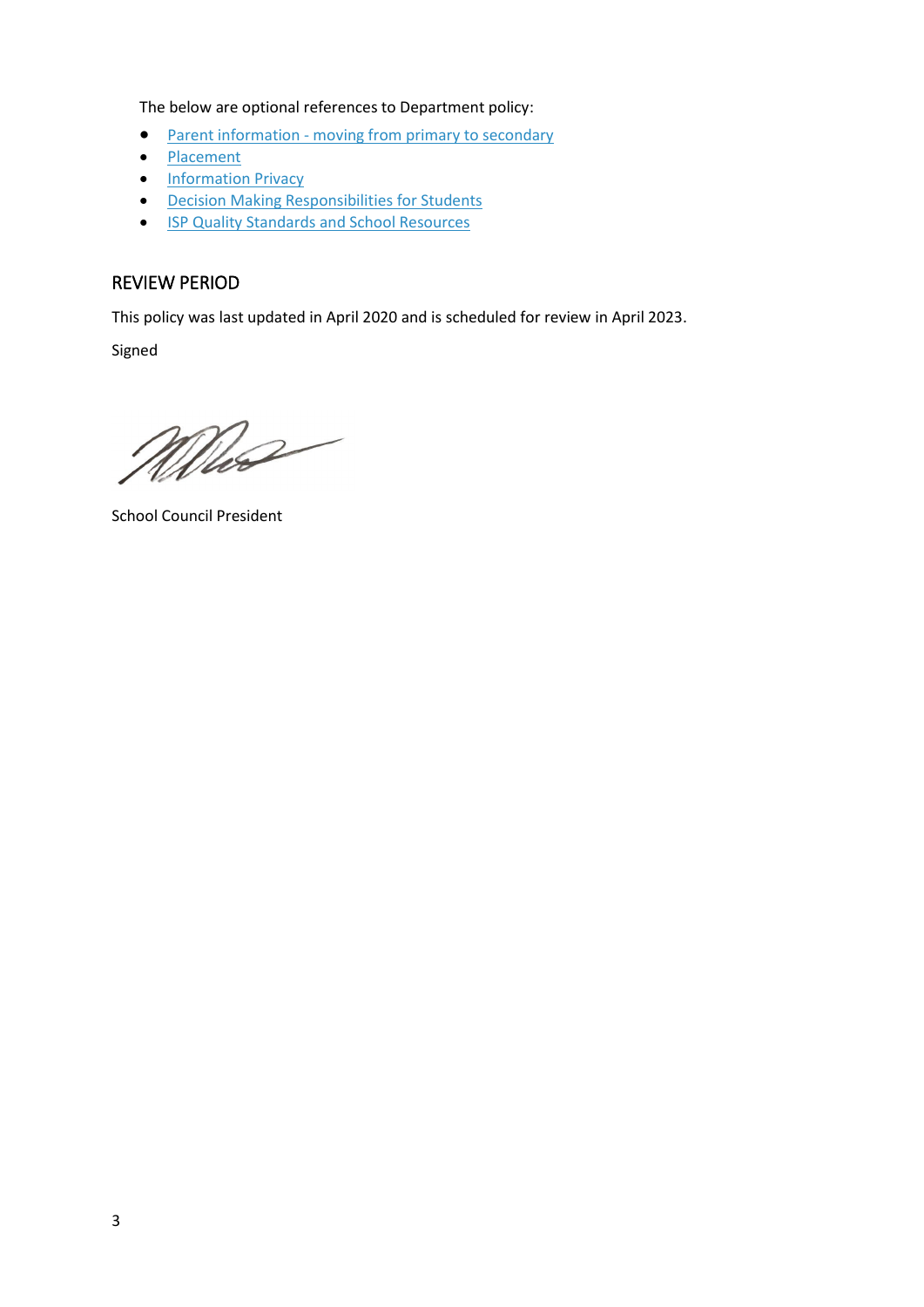The below are optional references to Department policy:

- Parent information - moving from primary to secondary
- Placement
- Information Privacy
- Decision Making Responsibilities for Students
- ISP Quality Standards and School Resources

## REVIEW PERIOD

This policy was last updated in April 2020 and is scheduled for review in April 2023.

Signed

School Council President